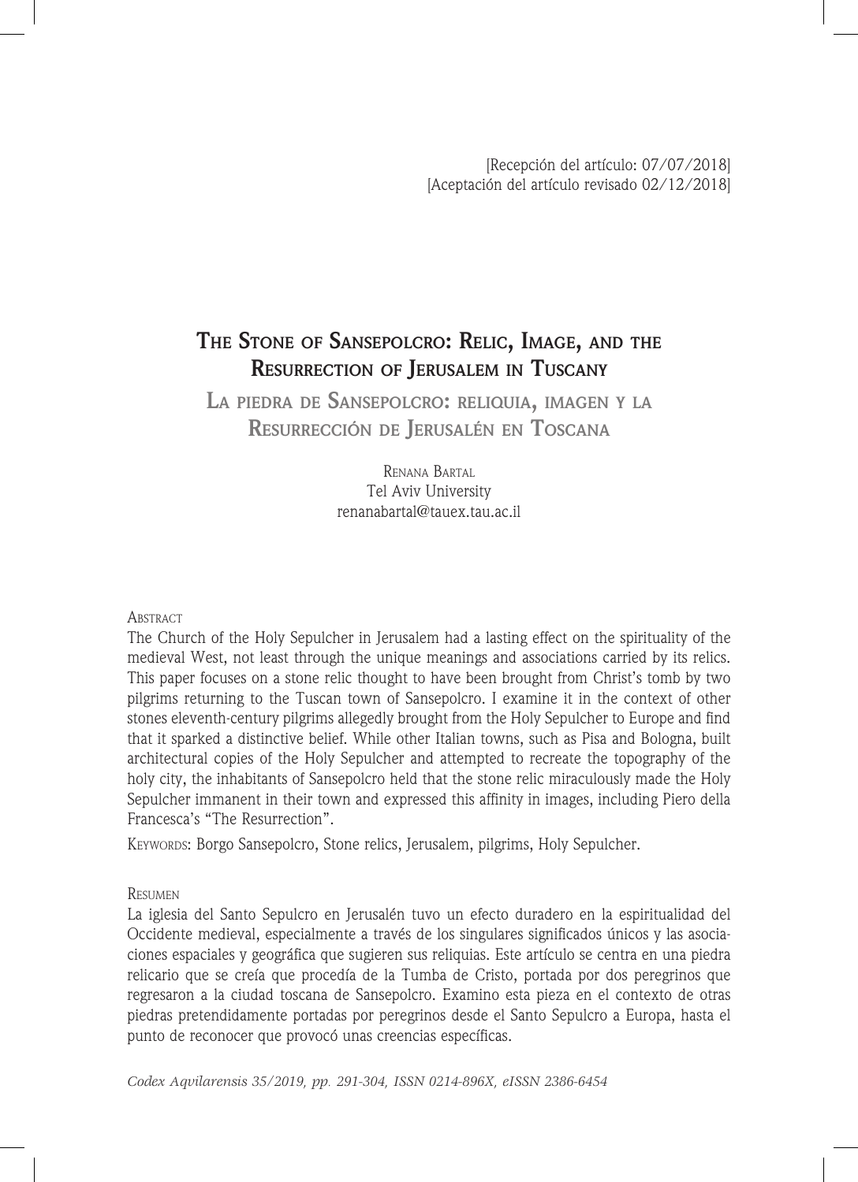[Recepción del artículo: 07/07/2018]
[Aceptación del artículo revisado 02/12/2018]

# The Stone of Sansepolcro: Relic, Image, and the Resurrection of Jerusalem in Tuscany

## La piedra de Sansepolcro: reliquia, imagen y la Resurrección de Jerusalén en Toscana

Renana Bartal
Tel Aviv University
renanabartal@tauex.tau.ac.il

Abstract

The Church of the Holy Sepulcher in Jerusalem had a lasting effect on the spirituality of the medieval West, not least through the unique meanings and associations carried by its relics. This paper focuses on a stone relic thought to have been brought from Christ's tomb by two pilgrims returning to the Tuscan town of Sansepolcro. I examine it in the context of other stones eleventh-century pilgrims allegedly brought from the Holy Sepulcher to Europe and find that it sparked a distinctive belief. While other Italian towns, such as Pisa and Bologna, built architectural copies of the Holy Sepulcher and attempted to recreate the topography of the holy city, the inhabitants of Sansepolcro held that the stone relic miraculously made the Holy Sepulcher immanent in their town and expressed this affinity in images, including Piero della Francesca's "The Resurrection".

Keywords: Borgo Sansepolcro, Stone relics, Jerusalem, pilgrims, Holy Sepulcher.

Resumen

La iglesia del Santo Sepulcro en Jerusalén tuvo un efecto duradero en la espiritualidad del Occidente medieval, especialmente a través de los singulares significados únicos y las asociaciones espaciales y geográfica que sugieren sus reliquias. Este artículo se centra en una piedra relicario que se creía que procedía de la Tumba de Cristo, portada por dos peregrinos que regresaron a la ciudad toscana de Sansepolcro. Examino esta pieza en el contexto de otras piedras pretendidamente portadas por peregrinos desde el Santo Sepulcro a Europa, hasta el punto de reconocer que provocó unas creencias específicas.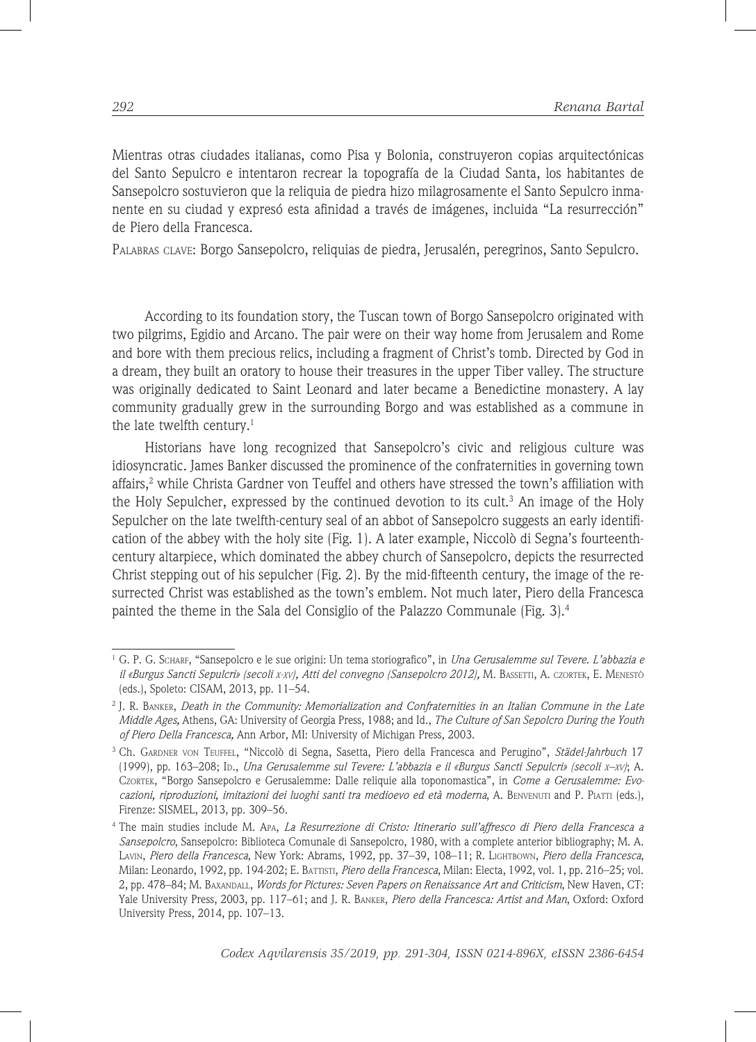Mientras otras ciudades italianas, como Pisa y Bolonia, construyeron copias arquitectónicas del Santo Sepulcro e intentaron recrear la topografía de la Ciudad Santa, los habitantes de Sansepolcro sostuvieron que la reliquia de piedra hizo milagrosamente el Santo Sepulcro inmanente en su ciudad y expresó esta afinidad a través de imágenes, incluida "La resurrección" de Piero della Francesca.

Palabras clave: Borgo Sansepolcro, reliquias de piedra, Jerusalén, peregrinos, Santo Sepulcro.

According to its foundation story, the Tuscan town of Borgo Sansepolcro originated with two pilgrims, Egidio and Arcano. The pair were on their way home from Jerusalem and Rome and bore with them precious relics, including a fragment of Christ's tomb. Directed by God in a dream, they built an oratory to house their treasures in the upper Tiber valley. The structure was originally dedicated to Saint Leonard and later became a Benedictine monastery. A lay community gradually grew in the surrounding Borgo and was established as a commune in the late twelfth century.[1]

Historians have long recognized that Sansepolcro's civic and religious culture was idiosyncratic. James Banker discussed the prominence of the confraternities in governing town affairs,[2] while Christa Gardner von Teuffel and others have stressed the town's affiliation with the Holy Sepulcher, expressed by the continued devotion to its cult.[3] An image of the Holy Sepulcher on the late twelfth-century seal of an abbot of Sansepolcro suggests an early identification of the abbey with the holy site (Fig. 1). A later example, Niccolò di Segna's fourteenth-century altarpiece, which dominated the abbey church of Sansepolcro, depicts the resurrected Christ stepping out of his sepulcher (Fig. 2). By the mid-fifteenth century, the image of the resurrected Christ was established as the town's emblem. Not much later, Piero della Francesca painted the theme in the Sala del Consiglio of the Palazzo Communale (Fig. 3).[4]

---

[1] G. P. G. Scharf, "Sansepolcro e le sue origini: Un tema storiografico", in *Una Gerusalemme sul Tevere. L'abbazia e il «Burgus Sancti Sepulcri» (secoli x-xv), Atti del convegno (Sansepolcro 2012),* M. Bassetti, A. Czortek, E. Menestò (eds.), Spoleto: CISAM, 2013, pp. 11–54.

[2] J. R. Banker, *Death in the Community: Memorialization and Confraternities in an Italian Commune in the Late Middle Ages,* Athens, GA: University of Georgia Press, 1988; and Id., *The Culture of San Sepolcro During the Youth of Piero Della Francesca,* Ann Arbor, MI: University of Michigan Press, 2003.

[3] Ch. Gardner von Teuffel, "Niccolò di Segna, Sasetta, Piero della Francesca and Perugino", *Städel-Jahrbuch* 17 (1999), pp. 163–208; Id., *Una Gerusalemme sul Tevere: L'abbazia e il «Burgus Sancti Sepulcri» (secoli x–xv)*; A. Czortek, "Borgo Sansepolcro e Gerusalemme: Dalle reliquie alla toponomastica", in *Come a Gerusalemme: Evocazioni, riproduzioni, imitazioni dei luoghi santi tra medioevo ed età moderna*, A. Benvenuti and P. Piatti (eds.), Firenze: SISMEL, 2013, pp. 309–56.

[4] The main studies include M. Apa, *La Resurrezione di Cristo: Itinerario sull'affresco di Piero della Francesca a Sansepolcro*, Sansepolcro: Biblioteca Comunale di Sansepolcro, 1980, with a complete anterior bibliography; M. A. Lavin, *Piero della Francesca*, New York: Abrams, 1992, pp. 37–39, 108–11; R. Lightbown, *Piero della Francesca*, Milan: Leonardo, 1992, pp. 194-202; E. Battisti, *Piero della Francesca*, Milan: Electa, 1992, vol. 1, pp. 216–25; vol. 2, pp. 478–84; M. Baxandall, *Words for Pictures: Seven Papers on Renaissance Art and Criticism*, New Haven, CT: Yale University Press, 2003, pp. 117–61; and J. R. Banker, *Piero della Francesca: Artist and Man*, Oxford: Oxford University Press, 2014, pp. 107–13.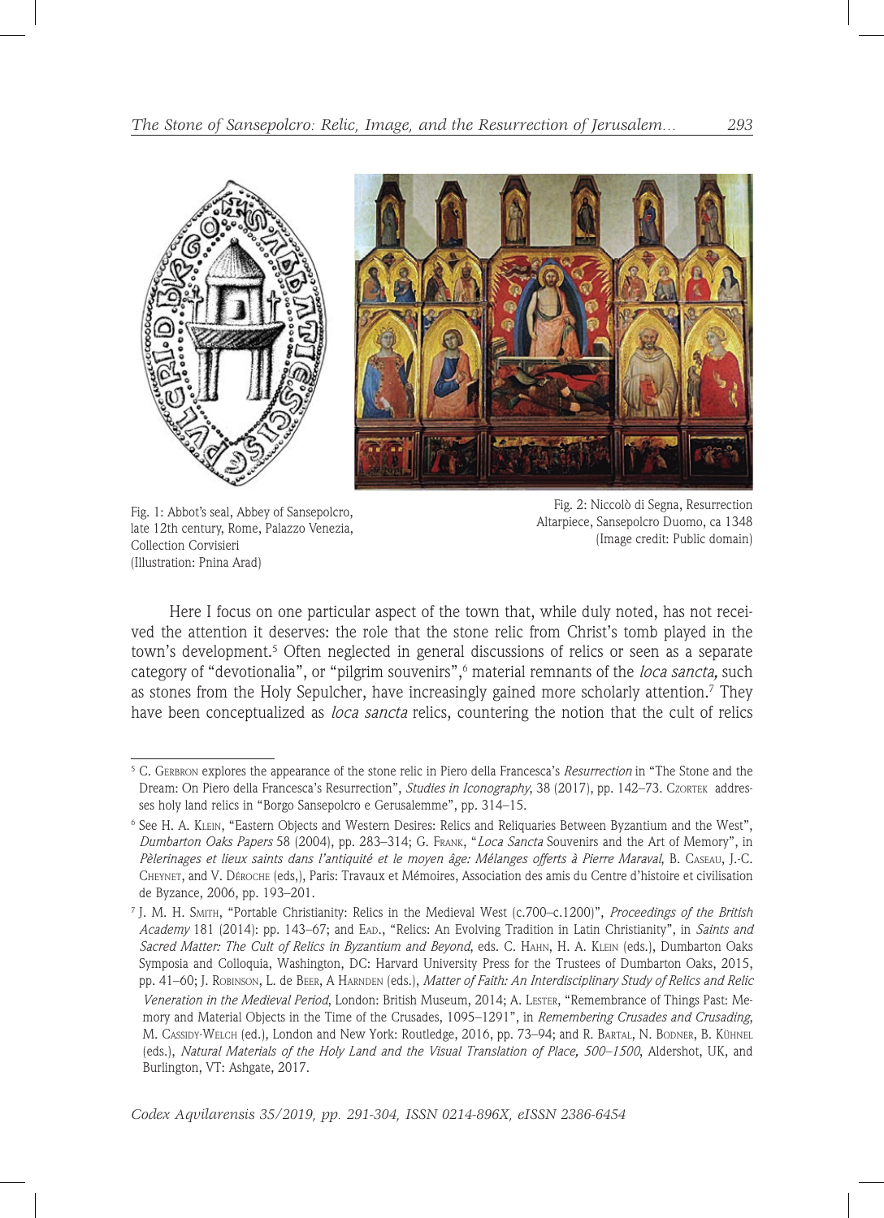Fig. 1: Abbot's seal, Abbey of Sansepolcro, late 12th century, Rome, Palazzo Venezia, Collection Corvisieri (Illustration: Pnina Arad)

Fig. 2: Niccolò di Segna, Resurrection Altarpiece, Sansepolcro Duomo, ca 1348 (Image credit: Public domain)

Here I focus on one particular aspect of the town that, while duly noted, has not received the attention it deserves: the role that the stone relic from Christ's tomb played in the town's development.[5] Often neglected in general discussions of relics or seen as a separate category of "devotionalia", or "pilgrim souvenirs",[6] material remnants of the *loca sancta,* such as stones from the Holy Sepulcher, have increasingly gained more scholarly attention.[7] They have been conceptualized as *loca sancta* relics, countering the notion that the cult of relics

---

[5] C. Gerbron explores the appearance of the stone relic in Piero della Francesca's *Resurrection* in "The Stone and the Dream: On Piero della Francesca's Resurrection", *Studies in Iconography*, 38 (2017), pp. 142–73. Czortek addresses holy land relics in "Borgo Sansepolcro e Gerusalemme", pp. 314–15.

[6] See H. A. Klein, "Eastern Objects and Western Desires: Relics and Reliquaries Between Byzantium and the West", *Dumbarton Oaks Papers* 58 (2004), pp. 283–314; G. Frank, "*Loca Sancta* Souvenirs and the Art of Memory", in *Pèlerinages et lieux saints dans l'antiquité et le moyen âge: Mélanges offerts à Pierre Maraval*, B. Caseau, J.-C. Cheynet, and V. Déroche (eds,), Paris: Travaux et Mémoires, Association des amis du Centre d'histoire et civilisation de Byzance, 2006, pp. 193–201.

[7] J. M. H. Smith, "Portable Christianity: Relics in the Medieval West (c.700–c.1200)", *Proceedings of the British Academy* 181 (2014): pp. 143–67; and Ead., "Relics: An Evolving Tradition in Latin Christianity", in *Saints and Sacred Matter: The Cult of Relics in Byzantium and Beyond*, eds. C. Hahn, H. A. Klein (eds.), Dumbarton Oaks Symposia and Colloquia, Washington, DC: Harvard University Press for the Trustees of Dumbarton Oaks, 2015, pp. 41–60; J. Robinson, L. de Beer, A Harnden (eds.), *Matter of Faith: An Interdisciplinary Study of Relics and Relic Veneration in the Medieval Period*, London: British Museum, 2014; A. Lester, "Remembrance of Things Past: Memory and Material Objects in the Time of the Crusades, 1095–1291", in *Remembering Crusades and Crusading*, M. Cassidy-Welch (ed.), London and New York: Routledge, 2016, pp. 73–94; and R. Bartal, N. Bodner, B. Kühnel (eds.), *Natural Materials of the Holy Land and the Visual Translation of Place, 500–1500*, Aldershot, UK, and Burlington, VT: Ashgate, 2017.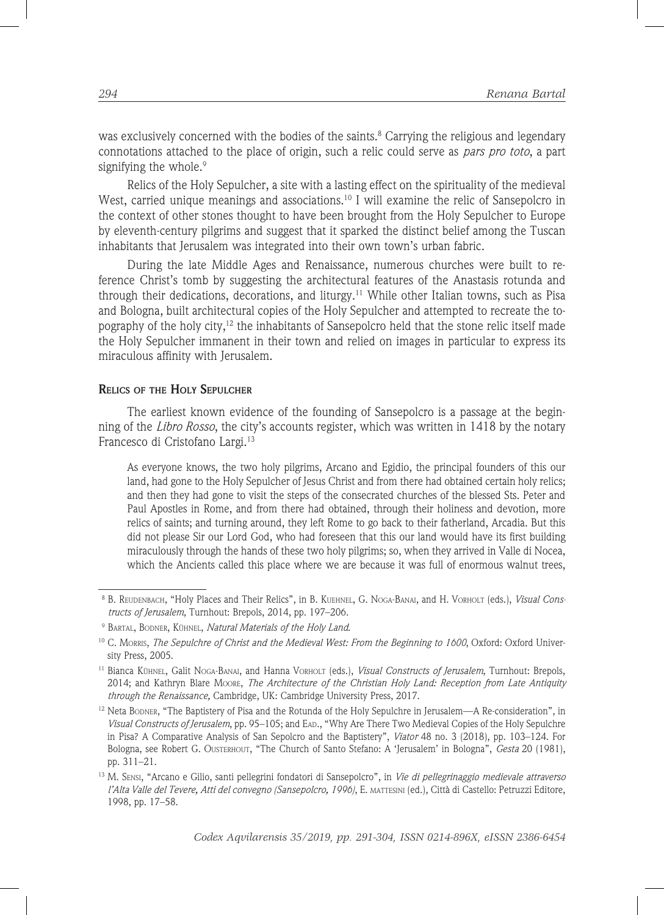was exclusively concerned with the bodies of the saints.[8] Carrying the religious and legendary connotations attached to the place of origin, such a relic could serve as *pars pro toto*, a part signifying the whole.[9]

Relics of the Holy Sepulcher, a site with a lasting effect on the spirituality of the medieval West, carried unique meanings and associations.[10] I will examine the relic of Sansepolcro in the context of other stones thought to have been brought from the Holy Sepulcher to Europe by eleventh-century pilgrims and suggest that it sparked the distinct belief among the Tuscan inhabitants that Jerusalem was integrated into their own town's urban fabric.

During the late Middle Ages and Renaissance, numerous churches were built to reference Christ's tomb by suggesting the architectural features of the Anastasis rotunda and through their dedications, decorations, and liturgy.[11] While other Italian towns, such as Pisa and Bologna, built architectural copies of the Holy Sepulcher and attempted to recreate the topography of the holy city,[12] the inhabitants of Sansepolcro held that the stone relic itself made the Holy Sepulcher immanent in their town and relied on images in particular to express its miraculous affinity with Jerusalem.

## Relics of the Holy Sepulcher

The earliest known evidence of the founding of Sansepolcro is a passage at the beginning of the *Libro Rosso*, the city's accounts register, which was written in 1418 by the notary Francesco di Cristofano Largi.[13]

> As everyone knows, the two holy pilgrims, Arcano and Egidio, the principal founders of this our land, had gone to the Holy Sepulcher of Jesus Christ and from there had obtained certain holy relics; and then they had gone to visit the steps of the consecrated churches of the blessed Sts. Peter and Paul Apostles in Rome, and from there had obtained, through their holiness and devotion, more relics of saints; and turning around, they left Rome to go back to their fatherland, Arcadia. But this did not please Sir our Lord God, who had foreseen that this our land would have its first building miraculously through the hands of these two holy pilgrims; so, when they arrived in Valle di Nocea, which the Ancients called this place where we are because it was full of enormous walnut trees,

---

[8] B. Reudenbach, "Holy Places and Their Relics", in B. Kuehnel, G. Noga-Banai, and H. Vorholt (eds.), *Visual Constructs of Jerusalem*, Turnhout: Brepols, 2014, pp. 197–206.

[9] Bartal, Bodner, Kühnel, *Natural Materials of the Holy Land*.

[10] C. Morris, *The Sepulchre of Christ and the Medieval West: From the Beginning to 1600*, Oxford: Oxford University Press, 2005.

[11] Bianca Kühnel, Galit Noga-Banai, and Hanna Vorholt (eds.), *Visual Constructs of Jerusalem*, Turnhout: Brepols, 2014; and Kathryn Blare Moore, *The Architecture of the Christian Holy Land: Reception from Late Antiquity through the Renaissance,* Cambridge, UK: Cambridge University Press, 2017.

[12] Neta Bodner, "The Baptistery of Pisa and the Rotunda of the Holy Sepulchre in Jerusalem—A Re-consideration", in *Visual Constructs of Jerusalem*, pp. 95–105; and Ead., "Why Are There Two Medieval Copies of the Holy Sepulchre in Pisa? A Comparative Analysis of San Sepolcro and the Baptistery", *Viator* 48 no. 3 (2018), pp. 103–124. For Bologna, see Robert G. Ousterhout, "The Church of Santo Stefano: A 'Jerusalem' in Bologna", *Gesta* 20 (1981), pp. 311–21.

[13] M. Sensi, "Arcano e Gilio, santi pellegrini fondatori di Sansepolcro", in *Vie di pellegrinaggio medievale attraverso l'Alta Valle del Tevere, Atti del convegno (Sansepolcro, 1996)*, E. Mattesini (ed.), Città di Castello: Petruzzi Editore, 1998, pp. 17–58.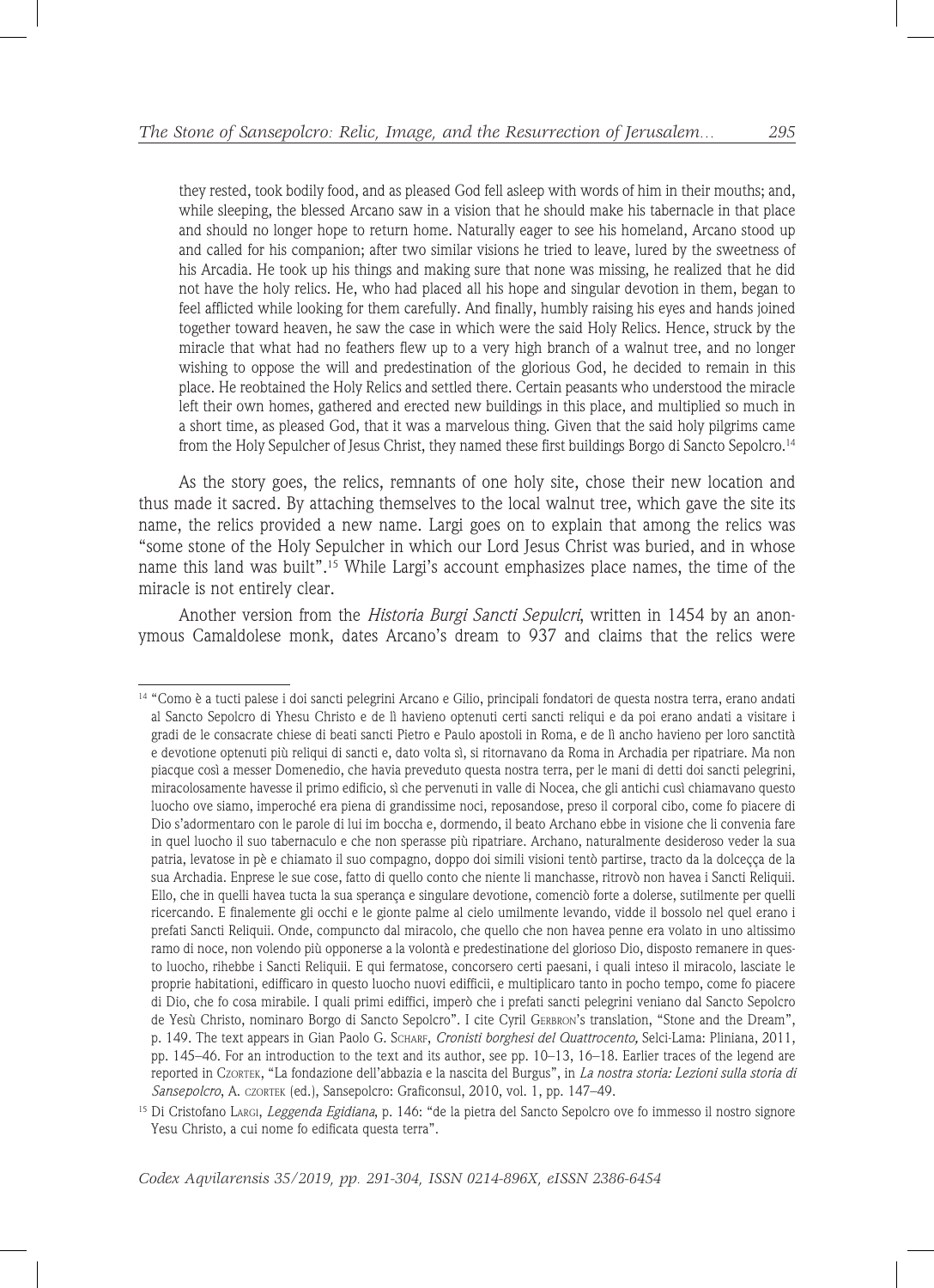they rested, took bodily food, and as pleased God fell asleep with words of him in their mouths; and, while sleeping, the blessed Arcano saw in a vision that he should make his tabernacle in that place and should no longer hope to return home. Naturally eager to see his homeland, Arcano stood up and called for his companion; after two similar visions he tried to leave, lured by the sweetness of his Arcadia. He took up his things and making sure that none was missing, he realized that he did not have the holy relics. He, who had placed all his hope and singular devotion in them, began to feel afflicted while looking for them carefully. And finally, humbly raising his eyes and hands joined together toward heaven, he saw the case in which were the said Holy Relics. Hence, struck by the miracle that what had no feathers flew up to a very high branch of a walnut tree, and no longer wishing to oppose the will and predestination of the glorious God, he decided to remain in this place. He reobtained the Holy Relics and settled there. Certain peasants who understood the miracle left their own homes, gathered and erected new buildings in this place, and multiplied so much in a short time, as pleased God, that it was a marvelous thing. Given that the said holy pilgrims came from the Holy Sepulcher of Jesus Christ, they named these first buildings Borgo di Sancto Sepolcro.[14]

As the story goes, the relics, remnants of one holy site, chose their new location and thus made it sacred. By attaching themselves to the local walnut tree, which gave the site its name, the relics provided a new name. Largi goes on to explain that among the relics was "some stone of the Holy Sepulcher in which our Lord Jesus Christ was buried, and in whose name this land was built".[15] While Largi's account emphasizes place names, the time of the miracle is not entirely clear.

Another version from the *Historia Burgi Sancti Sepulcri*, written in 1454 by an anonymous Camaldolese monk, dates Arcano's dream to 937 and claims that the relics were

---

[14] "Como è a tucti palese i doi sancti pelegrini Arcano e Gilio, principali fondatori de questa nostra terra, erano andati al Sancto Sepolcro di Yhesu Christo e de lì havieno optenuti certi sancti reliqui e da poi erano andati a visitare i gradi de le consacrate chiese di beati sancti Pietro e Paulo apostoli in Roma, e de lì ancho havieno per loro sanctità e devotione optenuti più reliqui di sancti e, dato volta sì, si ritornavano da Roma in Archadia per ripatriare. Ma non piacque così a messer Domenedio, che havia preveduto questa nostra terra, per le mani di detti doi sancti pelegrini, miracolosamente havesse il primo edificio, sì che pervenuti in valle di Nocea, che gli antichi cusì chiamavano questo luocho ove siamo, imperoché era piena di grandissime noci, reposandose, preso il corporal cibo, come fo piacere di Dio s'adormentaro con le parole di lui im boccha e, dormendo, il beato Archano ebbe in visione che li convenia fare in quel luocho il suo tabernaculo e che non sperasse più ripatriare. Archano, naturalmente desideroso veder la sua patria, levatose in pè e chiamato il suo compagno, doppo doi simili visioni tentò partirse, tracto da la dolceçça de la sua Archadia. Enprese le sue cose, fatto di quello conto che niente li manchasse, ritrovò non havea i Sancti Reliquii. Ello, che in quelli havea tucta la sua sperança e singulare devotione, comenciò forte a dolerse, sutilmente per quelli ricercando. E finalemente gli occhi e le gionte palme al cielo umilmente levando, vidde il bossolo nel quel erano i prefati Sancti Reliquii. Onde, compuncto dal miracolo, che quello che non havea penne era volato in uno altissimo ramo di noce, non volendo più opponerse a la volontà e predestinatione del glorioso Dio, disposto remanere in questo luocho, rihebbe i Sancti Reliquii. E qui fermatose, concorsero certi paesani, i quali inteso il miracolo, lasciate le proprie habitationi, edifficaro in questo luocho nuovi edifficii, e multiplicaro tanto in pocho tempo, come fo piacere di Dio, che fo cosa mirabile. I quali primi edifficì, imperò che i prefati sancti pelegrini veniano dal Sancto Sepolcro de Yesù Christo, nominaro Borgo di Sancto Sepolcro". I cite Cyril Gerbron's translation, "Stone and the Dream", p. 149. The text appears in Gian Paolo G. Scharf, *Cronisti borghesi del Quattrocento,* Selci-Lama: Pliniana, 2011, pp. 145–46. For an introduction to the text and its author, see pp. 10–13, 16–18. Earlier traces of the legend are reported in Czortek, "La fondazione dell'abbazia e la nascita del Burgus", in *La nostra storia: Lezioni sulla storia di Sansepolcro*, A. Czortek (ed.), Sansepolcro: Graficonsul, 2010, vol. 1, pp. 147–49.

[15] Di Cristofano Largi, *Leggenda Egidiana*, p. 146: "de la pietra del Sancto Sepolcro ove fo immesso il nostro signore Yesu Christo, a cui nome fo edificata questa terra".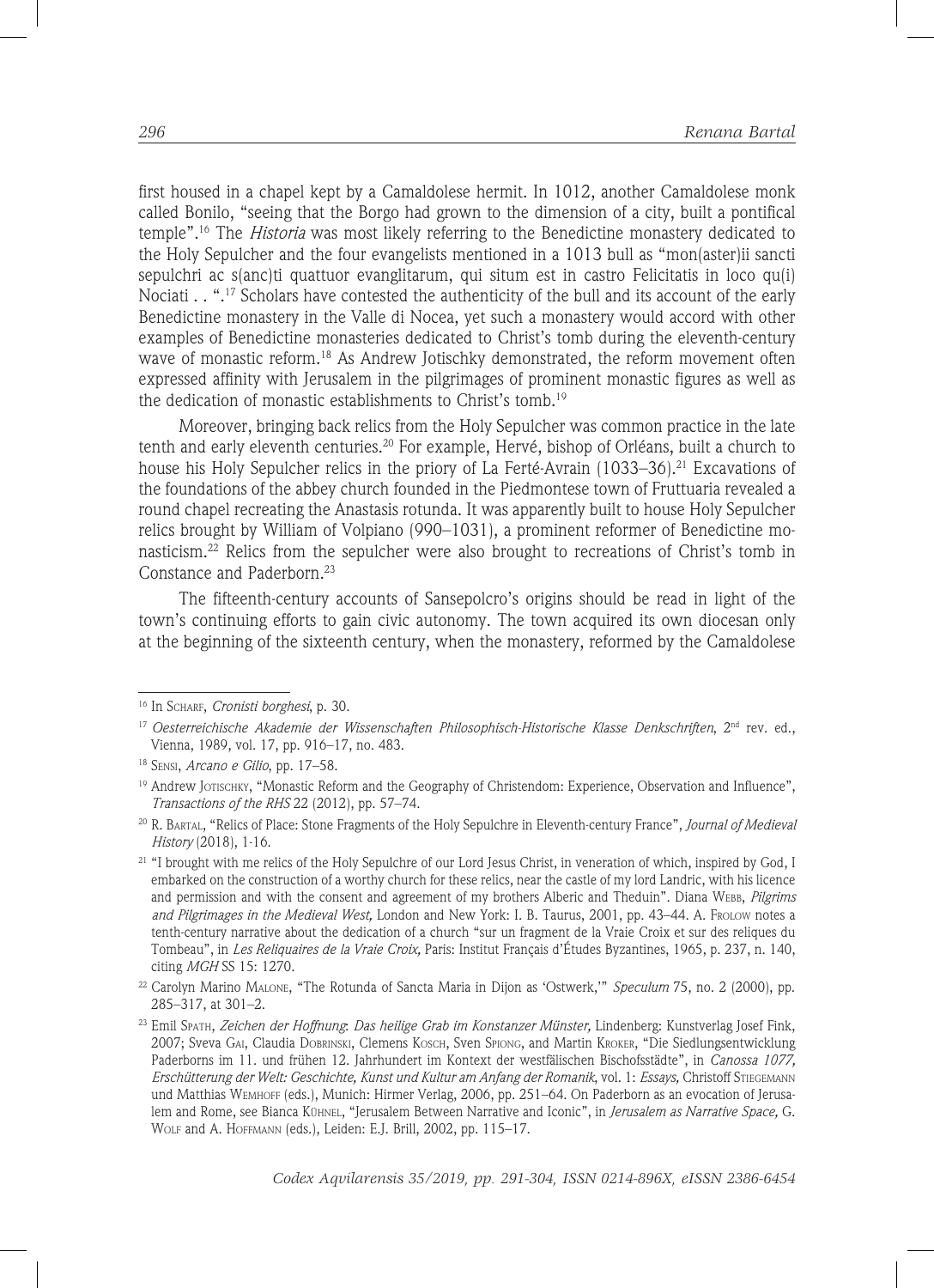first housed in a chapel kept by a Camaldolese hermit. In 1012, another Camaldolese monk called Bonilo, "seeing that the Borgo had grown to the dimension of a city, built a pontifical temple".[16] The *Historia* was most likely referring to the Benedictine monastery dedicated to the Holy Sepulcher and the four evangelists mentioned in a 1013 bull as "mon(aster)ii sancti sepulchri ac s(anc)ti quattuor evanglitarum, qui situm est in castro Felicitatis in loco qu(i) Nociati . . ".[17] Scholars have contested the authenticity of the bull and its account of the early Benedictine monastery in the Valle di Nocea, yet such a monastery would accord with other examples of Benedictine monasteries dedicated to Christ's tomb during the eleventh-century wave of monastic reform.[18] As Andrew Jotischky demonstrated, the reform movement often expressed affinity with Jerusalem in the pilgrimages of prominent monastic figures as well as the dedication of monastic establishments to Christ's tomb.[19]

Moreover, bringing back relics from the Holy Sepulcher was common practice in the late tenth and early eleventh centuries.[20] For example, Hervé, bishop of Orléans, built a church to house his Holy Sepulcher relics in the priory of La Ferté-Avrain (1033–36).[21] Excavations of the foundations of the abbey church founded in the Piedmontese town of Fruttuaria revealed a round chapel recreating the Anastasis rotunda. It was apparently built to house Holy Sepulcher relics brought by William of Volpiano (990–1031), a prominent reformer of Benedictine monasticism.[22] Relics from the sepulcher were also brought to recreations of Christ's tomb in Constance and Paderborn.[23]

The fifteenth-century accounts of Sansepolcro's origins should be read in light of the town's continuing efforts to gain civic autonomy. The town acquired its own diocesan only at the beginning of the sixteenth century, when the monastery, reformed by the Camaldolese

---

[16] In Scharf, *Cronisti borghesi*, p. 30.

[17] *Oesterreichische Akademie der Wissenschaften Philosophisch-Historische Klasse Denkschriften*, 2nd rev. ed., Vienna, 1989, vol. 17, pp. 916–17, no. 483.

[18] Sensi, *Arcano e Gilio*, pp. 17–58.

[19] Andrew Jotischky, "Monastic Reform and the Geography of Christendom: Experience, Observation and Influence", *Transactions of the RHS* 22 (2012), pp. 57–74.

[20] R. Bartal, "Relics of Place: Stone Fragments of the Holy Sepulchre in Eleventh-century France", *Journal of Medieval History* (2018), 1-16.

[21] "I brought with me relics of the Holy Sepulchre of our Lord Jesus Christ, in veneration of which, inspired by God, I embarked on the construction of a worthy church for these relics, near the castle of my lord Landric, with his licence and permission and with the consent and agreement of my brothers Alberic and Theduin". Diana Webb, *Pilgrims and Pilgrimages in the Medieval West,* London and New York: I. B. Taurus, 2001, pp. 43–44. A. Frolow notes a tenth-century narrative about the dedication of a church "sur un fragment de la Vraie Croix et sur des reliques du Tombeau", in *Les Reliquaires de la Vraie Croix,* Paris: Institut Français d'Études Byzantines, 1965, p. 237, n. 140, citing *MGH* SS 15: 1270.

[22] Carolyn Marino Malone, "The Rotunda of Sancta Maria in Dijon as 'Ostwerk,'" *Speculum* 75, no. 2 (2000), pp. 285–317, at 301–2.

[23] Emil Spath, *Zeichen der Hoffnung: Das heilige Grab im Konstanzer Münster,* Lindenberg: Kunstverlag Josef Fink, 2007; Sveva Gai, Claudia Dobrinski, Clemens Kosch, Sven Spiong, and Martin Kroker, "Die Siedlungsentwicklung Paderborns im 11. und frühen 12. Jahrhundert im Kontext der westfälischen Bischofsstädte", in *Canossa 1077, Erschütterung der Welt: Geschichte, Kunst und Kultur am Anfang der Romanik*, vol. 1: *Essays,* Christoff Stiegemann und Matthias Wemhoff (eds.), Munich: Hirmer Verlag, 2006, pp. 251–64. On Paderborn as an evocation of Jerusalem and Rome, see Bianca Kühnel, "Jerusalem Between Narrative and Iconic", in *Jerusalem as Narrative Space,* G. Wolf and A. Hoffmann (eds.), Leiden: E.J. Brill, 2002, pp. 115–17.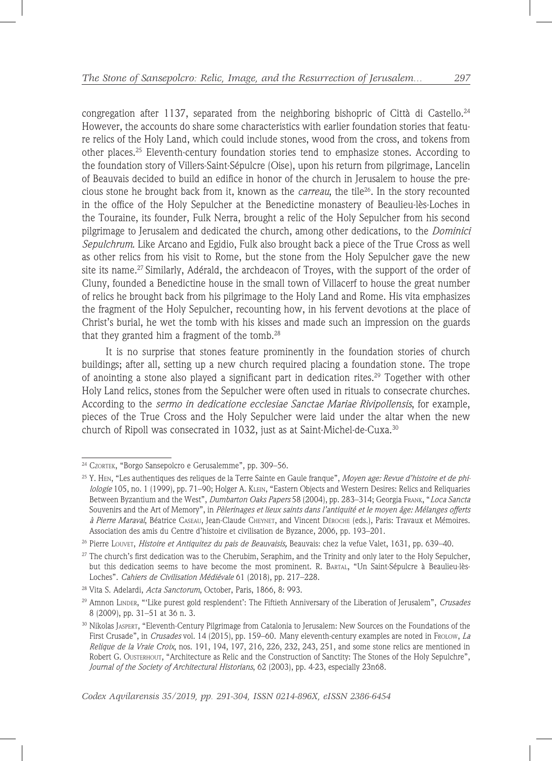congregation after 1137, separated from the neighboring bishopric of Città di Castello.[24] However, the accounts do share some characteristics with earlier foundation stories that feature relics of the Holy Land, which could include stones, wood from the cross, and tokens from other places.[25] Eleventh-century foundation stories tend to emphasize stones. According to the foundation story of Villers-Saint-Sépulcre (Oise), upon his return from pilgrimage, Lancelin of Beauvais decided to build an edifice in honor of the church in Jerusalem to house the precious stone he brought back from it, known as the *carreau*, the tile[26]. In the story recounted in the office of the Holy Sepulcher at the Benedictine monastery of Beaulieu-lès-Loches in the Touraine, its founder, Fulk Nerra, brought a relic of the Holy Sepulcher from his second pilgrimage to Jerusalem and dedicated the church, among other dedications, to the *Dominici Sepulchrum*. Like Arcano and Egidio, Fulk also brought back a piece of the True Cross as well as other relics from his visit to Rome, but the stone from the Holy Sepulcher gave the new site its name.[27] Similarly, Adérald, the archdeacon of Troyes, with the support of the order of Cluny, founded a Benedictine house in the small town of Villacerf to house the great number of relics he brought back from his pilgrimage to the Holy Land and Rome. His vita emphasizes the fragment of the Holy Sepulcher, recounting how, in his fervent devotions at the place of Christ's burial, he wet the tomb with his kisses and made such an impression on the guards that they granted him a fragment of the tomb.[28]

It is no surprise that stones feature prominently in the foundation stories of church buildings; after all, setting up a new church required placing a foundation stone. The trope of anointing a stone also played a significant part in dedication rites.[29] Together with other Holy Land relics, stones from the Sepulcher were often used in rituals to consecrate churches. According to the *sermo in dedicatione ecclesiae Sanctae Mariae Rivipollensis*, for example, pieces of the True Cross and the Holy Sepulcher were laid under the altar when the new church of Ripoll was consecrated in 1032, just as at Saint-Michel-de-Cuxa.[30]

---

[24] Czortek, "Borgo Sansepolcro e Gerusalemme", pp. 309–56.

[25] Y. Hen, "Les authentiques des reliques de la Terre Sainte en Gaule franque", *Moyen age: Revue d'histoire et de philologie* 105, no. 1 (1999), pp. 71–90; Holger A. Klein, "Eastern Objects and Western Desires: Relics and Reliquaries Between Byzantium and the West", *Dumbarton Oaks Papers* 58 (2004), pp. 283–314; Georgia Frank, "*Loca Sancta* Souvenirs and the Art of Memory", in *Pèlerinages et lieux saints dans l'antiquité et le moyen âge: Mélanges offerts à Pierre Maraval*, Béatrice Caseau, Jean-Claude Cheynet, and Vincent Déroche (eds.), Paris: Travaux et Mémoires. Association des amis du Centre d'histoire et civilisation de Byzance, 2006, pp. 193–201.

[26] Pierre Louvet, *Histoire et Antiquitez du pais de Beauvaisis,* Beauvais: chez la vefue Valet, 1631, pp. 639–40.

[27] The church's first dedication was to the Cherubim, Seraphim, and the Trinity and only later to the Holy Sepulcher, but this dedication seems to have become the most prominent. R. Bartal, "Un Saint-Sépulcre à Beaulieu-lès-Loches". *Cahiers de Civilisation Médiévale* 61 (2018), pp. 217–228.

[28] Vita S. Adelardi, *Acta Sanctorum*, October, Paris, 1866, 8: 993.

[29] Amnon Linder, "'Like purest gold resplendent': The Fiftieth Anniversary of the Liberation of Jerusalem", *Crusades* 8 (2009), pp. 31–51 at 36 n. 3.

[30] Nikolas Jaspert, "Eleventh-Century Pilgrimage from Catalonia to Jerusalem: New Sources on the Foundations of the First Crusade", in *Crusades* vol. 14 (2015), pp. 159–60. Many eleventh-century examples are noted in Frolow, *La Relique de la Vraie Croix*, nos. 191, 194, 197, 216, 226, 232, 243, 251, and some stone relics are mentioned in Robert G. Ousterhout, "Architecture as Relic and the Construction of Sanctity: The Stones of the Holy Sepulchre", *Journal of the Society of Architectural Historians*, 62 (2003), pp. 4-23, especially 23n68.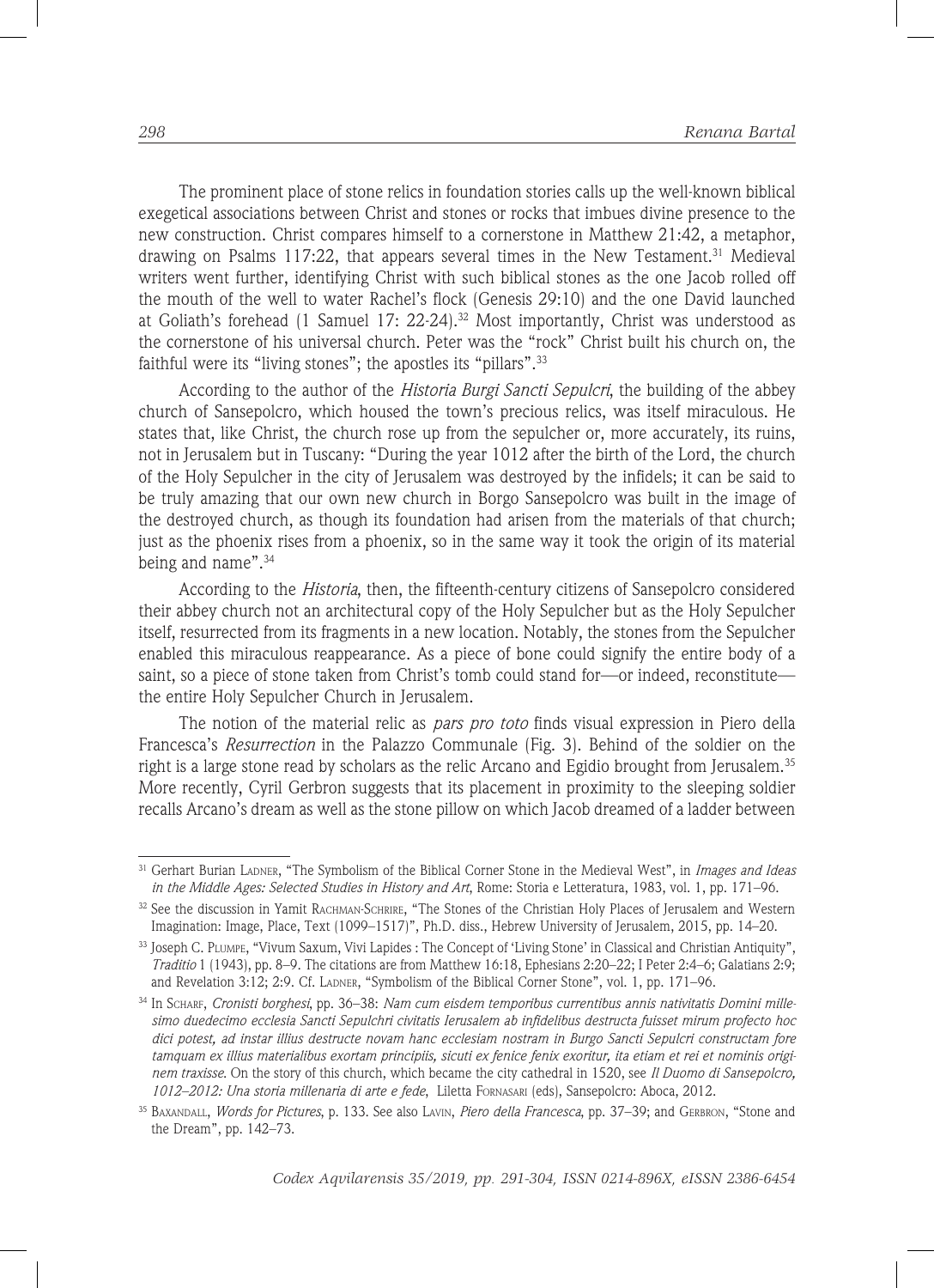The prominent place of stone relics in foundation stories calls up the well-known biblical exegetical associations between Christ and stones or rocks that imbues divine presence to the new construction. Christ compares himself to a cornerstone in Matthew 21:42, a metaphor, drawing on Psalms 117:22, that appears several times in the New Testament.[31] Medieval writers went further, identifying Christ with such biblical stones as the one Jacob rolled off the mouth of the well to water Rachel's flock (Genesis 29:10) and the one David launched at Goliath's forehead (1 Samuel 17: 22-24).[32] Most importantly, Christ was understood as the cornerstone of his universal church. Peter was the "rock" Christ built his church on, the faithful were its "living stones"; the apostles its "pillars".[33]

According to the author of the *Historia Burgi Sancti Sepulcri*, the building of the abbey church of Sansepolcro, which housed the town's precious relics, was itself miraculous. He states that, like Christ, the church rose up from the sepulcher or, more accurately, its ruins, not in Jerusalem but in Tuscany: "During the year 1012 after the birth of the Lord, the church of the Holy Sepulcher in the city of Jerusalem was destroyed by the infidels; it can be said to be truly amazing that our own new church in Borgo Sansepolcro was built in the image of the destroyed church, as though its foundation had arisen from the materials of that church; just as the phoenix rises from a phoenix, so in the same way it took the origin of its material being and name".[34]

According to the *Historia*, then, the fifteenth-century citizens of Sansepolcro considered their abbey church not an architectural copy of the Holy Sepulcher but as the Holy Sepulcher itself, resurrected from its fragments in a new location. Notably, the stones from the Sepulcher enabled this miraculous reappearance. As a piece of bone could signify the entire body of a saint, so a piece of stone taken from Christ's tomb could stand for—or indeed, reconstitute—the entire Holy Sepulcher Church in Jerusalem.

The notion of the material relic as *pars pro toto* finds visual expression in Piero della Francesca's *Resurrection* in the Palazzo Communale (Fig. 3). Behind of the soldier on the right is a large stone read by scholars as the relic Arcano and Egidio brought from Jerusalem.[35] More recently, Cyril Gerbron suggests that its placement in proximity to the sleeping soldier recalls Arcano's dream as well as the stone pillow on which Jacob dreamed of a ladder between

---

[31] Gerhart Burian Ladner, "The Symbolism of the Biblical Corner Stone in the Medieval West", in *Images and Ideas in the Middle Ages: Selected Studies in History and Art*, Rome: Storia e Letteratura, 1983, vol. 1, pp. 171–96.

[32] See the discussion in Yamit Rachman-Schrire, "The Stones of the Christian Holy Places of Jerusalem and Western Imagination: Image, Place, Text (1099–1517)", Ph.D. diss., Hebrew University of Jerusalem, 2015, pp. 14–20.

[33] Joseph C. Plumpe, "Vivum Saxum, Vivi Lapides : The Concept of 'Living Stone' in Classical and Christian Antiquity", *Traditio* 1 (1943), pp. 8–9. The citations are from Matthew 16:18, Ephesians 2:20–22; I Peter 2:4–6; Galatians 2:9; and Revelation 3:12; 2:9. Cf. Ladner, "Symbolism of the Biblical Corner Stone", vol. 1, pp. 171–96.

[34] In Scharf, *Cronisti borghesi*, pp. 36–38: *Nam cum eisdem temporibus currentibus annis nativitatis Domini millesimo duedecimo ecclesia Sancti Sepulchri civitatis Ierusalem ab infidelibus destructa fuisset mirum profecto hoc dici potest, ad instar illius destructe novam hanc ecclesiam nostram in Burgo Sancti Sepulcri constructam fore tamquam ex illius materialibus exortam principiis, sicuti ex fenice fenix exoritur, ita etiam et rei et nominis originem traxisse*. On the story of this church, which became the city cathedral in 1520, see *Il Duomo di Sansepolcro, 1012–2012: Una storia millenaria di arte e fede*, Liletta Fornasari (eds), Sansepolcro: Aboca, 2012.

[35] Baxandall, *Words for Pictures*, p. 133. See also Lavin, *Piero della Francesca*, pp. 37–39; and Gerbron, "Stone and the Dream", pp. 142–73.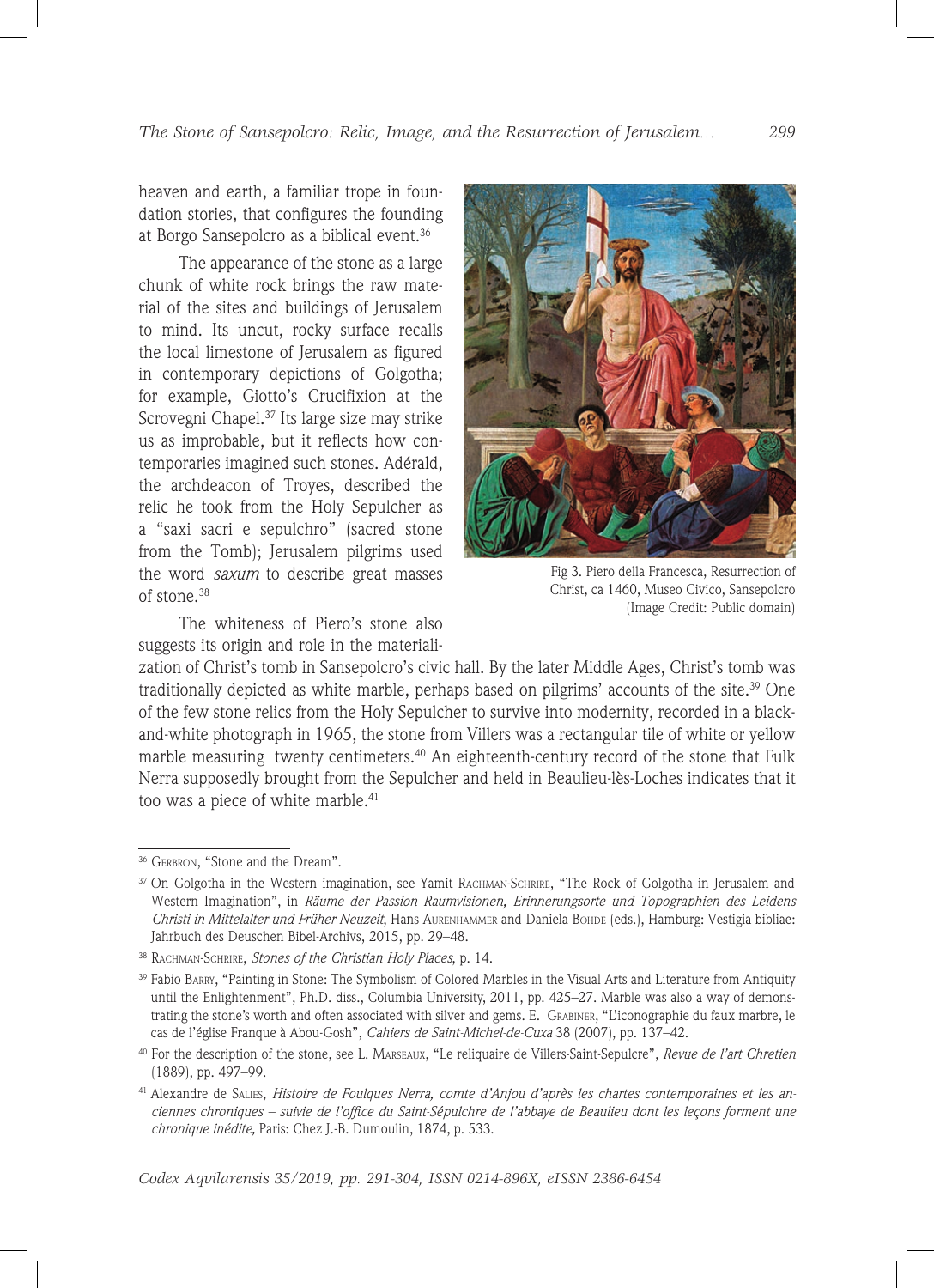heaven and earth, a familiar trope in foundation stories, that configures the founding at Borgo Sansepolcro as a biblical event.[36]

The appearance of the stone as a large chunk of white rock brings the raw material of the sites and buildings of Jerusalem to mind. Its uncut, rocky surface recalls the local limestone of Jerusalem as figured in contemporary depictions of Golgotha; for example, Giotto's Crucifixion at the Scrovegni Chapel.[37] Its large size may strike us as improbable, but it reflects how contemporaries imagined such stones. Adérald, the archdeacon of Troyes, described the relic he took from the Holy Sepulcher as a "saxi sacri e sepulchro" (sacred stone from the Tomb); Jerusalem pilgrims used the word *saxum* to describe great masses of stone.[38]

Fig 3. Piero della Francesca, Resurrection of Christ, ca 1460, Museo Civico, Sansepolcro (Image Credit: Public domain)

The whiteness of Piero's stone also suggests its origin and role in the materialization of Christ's tomb in Sansepolcro's civic hall. By the later Middle Ages, Christ's tomb was traditionally depicted as white marble, perhaps based on pilgrims' accounts of the site.[39] One of the few stone relics from the Holy Sepulcher to survive into modernity, recorded in a black-and-white photograph in 1965, the stone from Villers was a rectangular tile of white or yellow marble measuring twenty centimeters.[40] An eighteenth-century record of the stone that Fulk Nerra supposedly brought from the Sepulcher and held in Beaulieu-lès-Loches indicates that it too was a piece of white marble.[41]

---

[36] Gerbron, "Stone and the Dream".

[37] On Golgotha in the Western imagination, see Yamit Rachman-Schrire, "The Rock of Golgotha in Jerusalem and Western Imagination", in *Räume der Passion Raumvisionen, Erinnerungsorte und Topographien des Leidens Christi in Mittelalter und Früher Neuzeit*, Hans Aurenhammer and Daniela Bohde (eds.), Hamburg: Vestigia bibliae: Jahrbuch des Deuschen Bibel-Archivs, 2015, pp. 29–48.

[38] Rachman-Schrire, *Stones of the Christian Holy Places*, p. 14.

[39] Fabio Barry, "Painting in Stone: The Symbolism of Colored Marbles in the Visual Arts and Literature from Antiquity until the Enlightenment", Ph.D. diss., Columbia University, 2011, pp. 425–27. Marble was also a way of demonstrating the stone's worth and often associated with silver and gems. E. Grabiner, "L'iconographie du faux marbre, le cas de l'église Franque à Abou-Gosh", *Cahiers de Saint-Michel-de-Cuxa* 38 (2007), pp. 137–42.

[40] For the description of the stone, see L. Marseaux, "Le reliquaire de Villers-Saint-Sepulcre", *Revue de l'art Chretien* (1889), pp. 497–99.

[41] Alexandre de Salies, *Histoire de Foulques Nerra, comte d'Anjou d'après les chartes contemporaines et les anciennes chroniques – suivie de l'office du Saint-Sépulchre de l'abbaye de Beaulieu dont les leçons forment une chronique inédite,* Paris: Chez J.-B. Dumoulin, 1874, p. 533.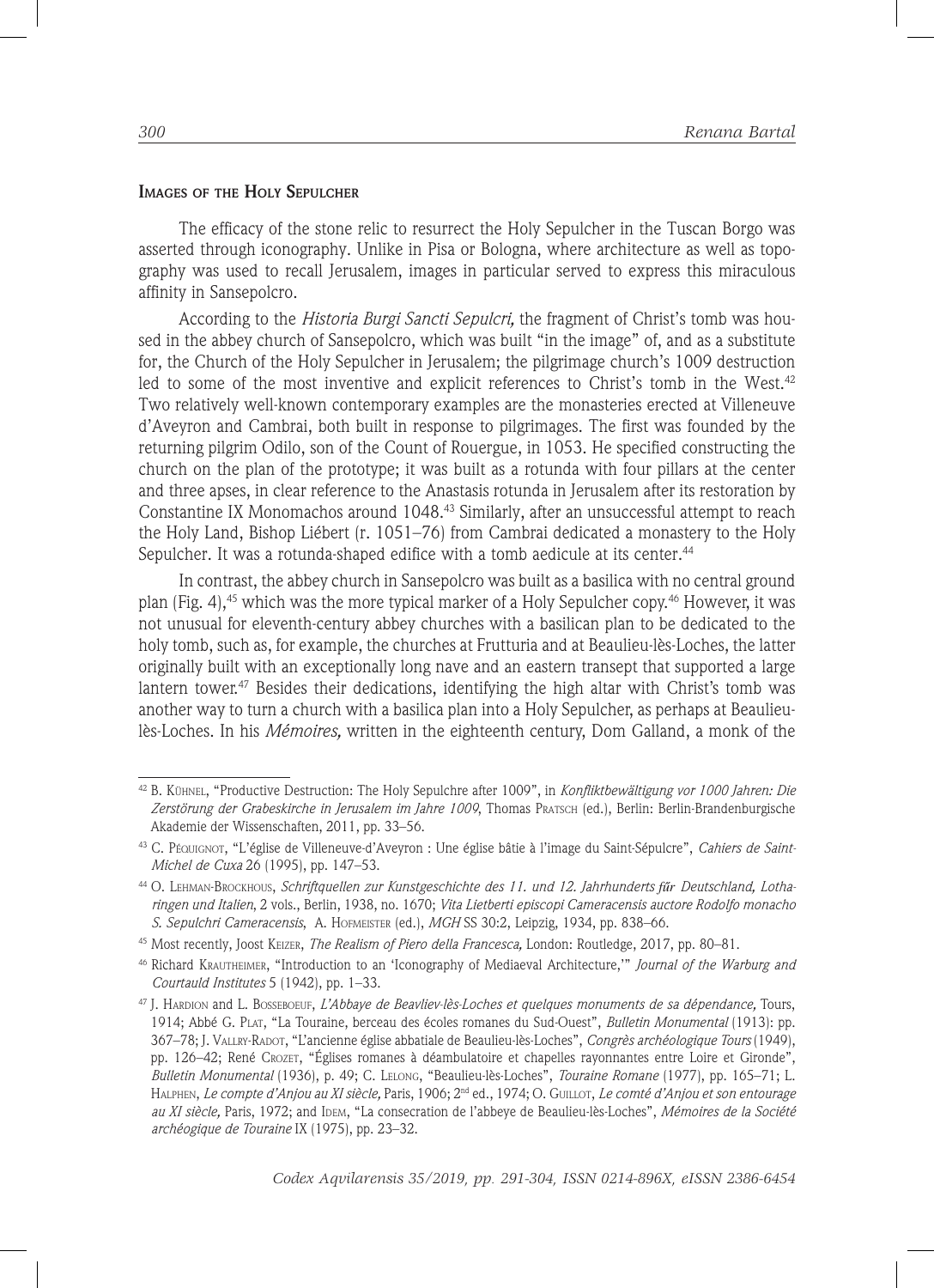## Images of the Holy Sepulcher

The efficacy of the stone relic to resurrect the Holy Sepulcher in the Tuscan Borgo was asserted through iconography. Unlike in Pisa or Bologna, where architecture as well as topography was used to recall Jerusalem, images in particular served to express this miraculous affinity in Sansepolcro.

According to the *Historia Burgi Sancti Sepulcri,* the fragment of Christ's tomb was housed in the abbey church of Sansepolcro, which was built "in the image" of, and as a substitute for, the Church of the Holy Sepulcher in Jerusalem; the pilgrimage church's 1009 destruction led to some of the most inventive and explicit references to Christ's tomb in the West.[42] Two relatively well-known contemporary examples are the monasteries erected at Villeneuve d'Aveyron and Cambrai, both built in response to pilgrimages. The first was founded by the returning pilgrim Odilo, son of the Count of Rouergue, in 1053. He specified constructing the church on the plan of the prototype; it was built as a rotunda with four pillars at the center and three apses, in clear reference to the Anastasis rotunda in Jerusalem after its restoration by Constantine IX Monomachos around 1048.[43] Similarly, after an unsuccessful attempt to reach the Holy Land, Bishop Liébert (r. 1051–76) from Cambrai dedicated a monastery to the Holy Sepulcher. It was a rotunda-shaped edifice with a tomb aedicule at its center.[44]

In contrast, the abbey church in Sansepolcro was built as a basilica with no central ground plan (Fig. 4),[45] which was the more typical marker of a Holy Sepulcher copy.[46] However, it was not unusual for eleventh-century abbey churches with a basilican plan to be dedicated to the holy tomb, such as, for example, the churches at Frutturia and at Beaulieu-lès-Loches, the latter originally built with an exceptionally long nave and an eastern transept that supported a large lantern tower.[47] Besides their dedications, identifying the high altar with Christ's tomb was another way to turn a church with a basilica plan into a Holy Sepulcher, as perhaps at Beaulieu-lès-Loches. In his *Mémoires,* written in the eighteenth century, Dom Galland, a monk of the

---

[42] B. Kühnel, "Productive Destruction: The Holy Sepulchre after 1009", in *Konfliktbewältigung vor 1000 Jahren: Die Zerstörung der Grabeskirche in Jerusalem im Jahre 1009*, Thomas Pratsch (ed.), Berlin: Berlin-Brandenburgische Akademie der Wissenschaften, 2011, pp. 33–56.

[43] C. Péquignot, "L'église de Villeneuve-d'Aveyron : Une église bâtie à l'image du Saint-Sépulcre", *Cahiers de Saint-Michel de Cuxa* 26 (1995), pp. 147–53.

[44] O. Lehman-Brockhous, *Schriftquellen zur Kunstgeschichte des 11. und 12. Jahrhunderts für Deutschland, Lotharingen und Italien*, 2 vols., Berlin, 1938, no. 1670; *Vita Lietberti episcopi Cameracensis auctore Rodolfo monacho S. Sepulchri Cameracensis*, A. Hofmeister (ed.), *MGH* SS 30:2, Leipzig, 1934, pp. 838–66.

[45] Most recently, Joost Keizer, *The Realism of Piero della Francesca,* London: Routledge, 2017, pp. 80–81.

[46] Richard Krautheimer, "Introduction to an 'Iconography of Mediaeval Architecture,'" *Journal of the Warburg and Courtauld Institutes* 5 (1942), pp. 1–33.

[47] J. Hardion and L. Bosseboeuf, *L'Abbaye de Beavliev-lès-Loches et quelques monuments de sa dépendance,* Tours, 1914; Abbé G. Plat, "La Touraine, berceau des écoles romanes du Sud-Ouest", *Bulletin Monumental* (1913): pp. 367–78; J. Vallry-Radot, "L'ancienne église abbatiale de Beaulieu-lès-Loches", *Congrès archéologique Tours* (1949), pp. 126–42; René Crozet, "Églises romanes à déambulatoire et chapelles rayonnantes entre Loire et Gironde", *Bulletin Monumental* (1936), p. 49; C. Lelong, "Beaulieu-lès-Loches", *Touraine Romane* (1977), pp. 165–71; L. Halphen, *Le compte d'Anjou au XI siècle,* Paris, 1906; 2nd ed., 1974; O. Guillot, *Le comté d'Anjou et son entourage au XI siècle,* Paris, 1972; and Idem, "La consecration de l'abbeye de Beaulieu-lès-Loches", *Mémoires de la Société archéogique de Touraine* IX (1975), pp. 23–32.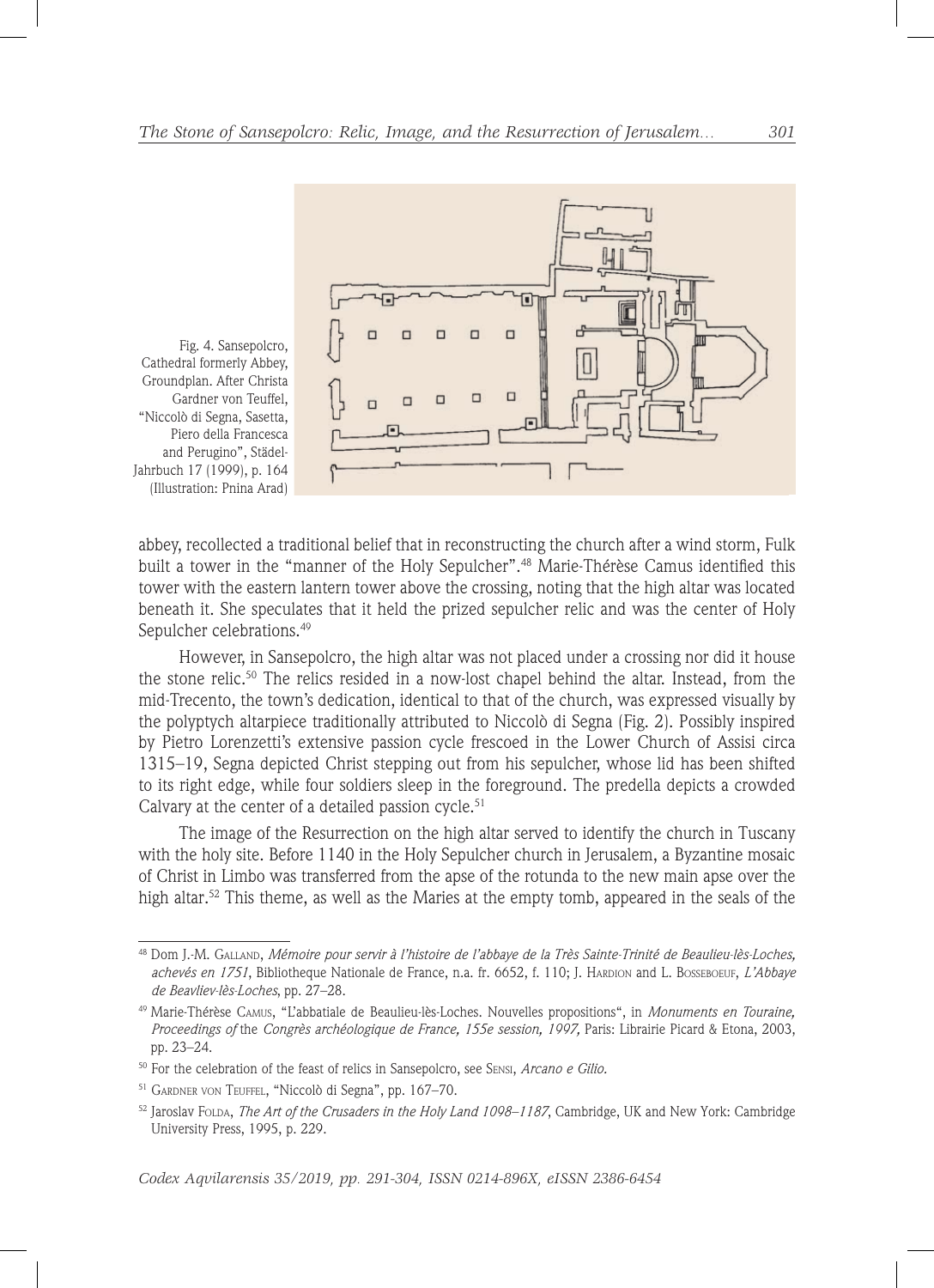Fig. 4. Sansepolcro, Cathedral formerly Abbey, Groundplan. After Christa Gardner von Teuffel, "Niccolò di Segna, Sasetta, Piero della Francesca and Perugino", Städel-Jahrbuch 17 (1999), p. 164 (Illustration: Pnina Arad)

abbey, recollected a traditional belief that in reconstructing the church after a wind storm, Fulk built a tower in the "manner of the Holy Sepulcher".[48] Marie-Thérèse Camus identified this tower with the eastern lantern tower above the crossing, noting that the high altar was located beneath it. She speculates that it held the prized sepulcher relic and was the center of Holy Sepulcher celebrations.[49]

However, in Sansepolcro, the high altar was not placed under a crossing nor did it house the stone relic.[50] The relics resided in a now-lost chapel behind the altar. Instead, from the mid-Trecento, the town's dedication, identical to that of the church, was expressed visually by the polyptych altarpiece traditionally attributed to Niccolò di Segna (Fig. 2). Possibly inspired by Pietro Lorenzetti's extensive passion cycle frescoed in the Lower Church of Assisi circa 1315–19, Segna depicted Christ stepping out from his sepulcher, whose lid has been shifted to its right edge, while four soldiers sleep in the foreground. The predella depicts a crowded Calvary at the center of a detailed passion cycle.[51]

The image of the Resurrection on the high altar served to identify the church in Tuscany with the holy site. Before 1140 in the Holy Sepulcher church in Jerusalem, a Byzantine mosaic of Christ in Limbo was transferred from the apse of the rotunda to the new main apse over the high altar.[52] This theme, as well as the Maries at the empty tomb, appeared in the seals of the

---

[48] Dom J.-M. Galland, *Mémoire pour servir à l'histoire de l'abbaye de la Très Sainte-Trinité de Beaulieu-lès-Loches, achevés en 1751*, Bibliotheque Nationale de France, n.a. fr. 6652, f. 110; J. Hardion and L. Bosseboeuf, *L'Abbaye de Beavliev-lès-Loches*, pp. 27–28.

[49] Marie-Thérèse Camus, "L'abbatiale de Beaulieu-lès-Loches. Nouvelles propositions", in *Monuments en Touraine, Proceedings of* the *Congrès archéologique de France, 155e session, 1997,* Paris: Librairie Picard & Etona, 2003, pp. 23–24.

[50] For the celebration of the feast of relics in Sansepolcro, see Sensi, *Arcano e Gilio*.

[51] Gardner von Teuffel, "Niccolò di Segna", pp. 167–70.

[52] Jaroslav Folda, *The Art of the Crusaders in the Holy Land 1098–1187*, Cambridge, UK and New York: Cambridge University Press, 1995, p. 229.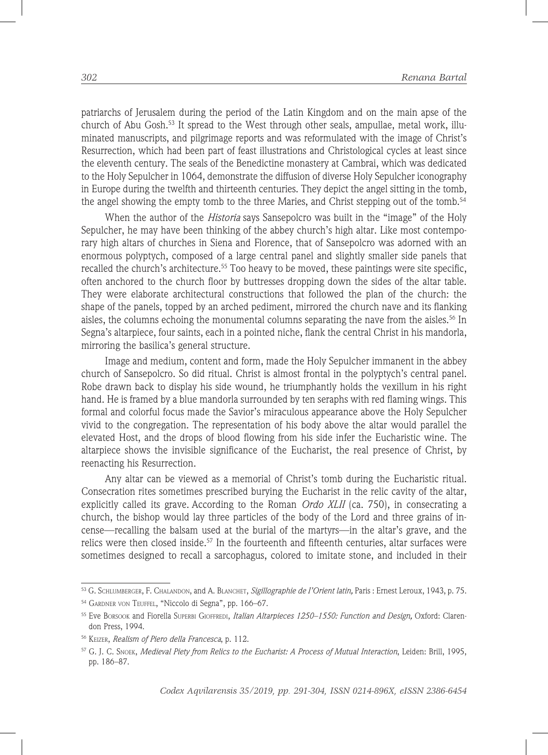patriarchs of Jerusalem during the period of the Latin Kingdom and on the main apse of the church of Abu Gosh.[53] It spread to the West through other seals, ampullae, metal work, illuminated manuscripts, and pilgrimage reports and was reformulated with the image of Christ's Resurrection, which had been part of feast illustrations and Christological cycles at least since the eleventh century. The seals of the Benedictine monastery at Cambrai, which was dedicated to the Holy Sepulcher in 1064, demonstrate the diffusion of diverse Holy Sepulcher iconography in Europe during the twelfth and thirteenth centuries. They depict the angel sitting in the tomb, the angel showing the empty tomb to the three Maries, and Christ stepping out of the tomb.[54]

When the author of the *Historia* says Sansepolcro was built in the "image" of the Holy Sepulcher, he may have been thinking of the abbey church's high altar. Like most contemporary high altars of churches in Siena and Florence, that of Sansepolcro was adorned with an enormous polyptych, composed of a large central panel and slightly smaller side panels that recalled the church's architecture.[55] Too heavy to be moved, these paintings were site specific, often anchored to the church floor by buttresses dropping down the sides of the altar table. They were elaborate architectural constructions that followed the plan of the church: the shape of the panels, topped by an arched pediment, mirrored the church nave and its flanking aisles, the columns echoing the monumental columns separating the nave from the aisles.[56] In Segna's altarpiece, four saints, each in a pointed niche, flank the central Christ in his mandorla, mirroring the basilica's general structure.

Image and medium, content and form, made the Holy Sepulcher immanent in the abbey church of Sansepolcro. So did ritual. Christ is almost frontal in the polyptych's central panel. Robe drawn back to display his side wound, he triumphantly holds the vexillum in his right hand. He is framed by a blue mandorla surrounded by ten seraphs with red flaming wings. This formal and colorful focus made the Savior's miraculous appearance above the Holy Sepulcher vivid to the congregation. The representation of his body above the altar would parallel the elevated Host, and the drops of blood flowing from his side infer the Eucharistic wine. The altarpiece shows the invisible significance of the Eucharist, the real presence of Christ, by reenacting his Resurrection.

Any altar can be viewed as a memorial of Christ's tomb during the Eucharistic ritual. Consecration rites sometimes prescribed burying the Eucharist in the relic cavity of the altar, explicitly called its grave. According to the Roman *Ordo XLII* (ca. 750), in consecrating a church, the bishop would lay three particles of the body of the Lord and three grains of incense—recalling the balsam used at the burial of the martyrs—in the altar's grave, and the relics were then closed inside.[57] In the fourteenth and fifteenth centuries, altar surfaces were sometimes designed to recall a sarcophagus, colored to imitate stone, and included in their

---

[53] G. Schlumberger, F. Chalandon, and A. Blanchet, *Sigillographie de l'Orient latin,* Paris : Ernest Leroux, 1943, p. 75.

[54] Gardner von Teuffel, "Niccolo di Segna", pp. 166–67.

[55] Eve Borsook and Fiorella Superbi Gioffredi, *Italian Altarpieces 1250–1550: Function and Design,* Oxford: Clarendon Press, 1994.

[56] Keizer, *Realism of Piero della Francesca*, p. 112.

[57] G. J. C. Snoek, *Medieval Piety from Relics to the Eucharist: A Process of Mutual Interaction*, Leiden: Brill, 1995, pp. 186–87.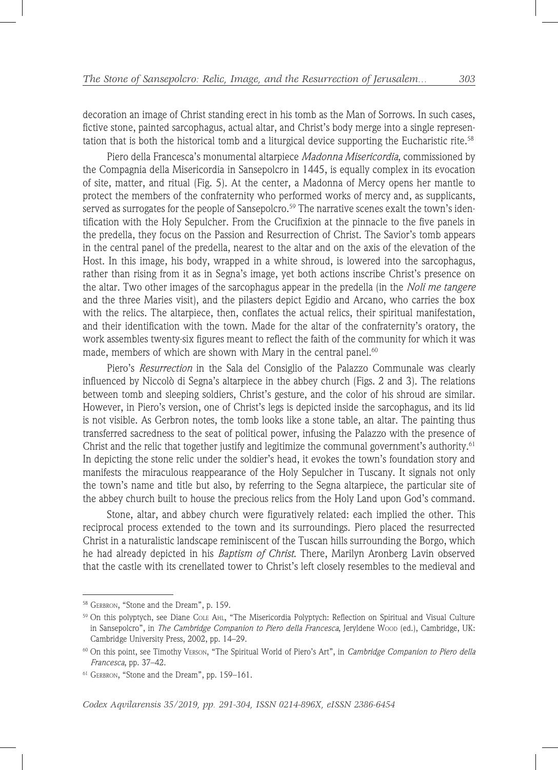decoration an image of Christ standing erect in his tomb as the Man of Sorrows. In such cases, fictive stone, painted sarcophagus, actual altar, and Christ's body merge into a single representation that is both the historical tomb and a liturgical device supporting the Eucharistic rite.[58]

Piero della Francesca's monumental altarpiece *Madonna Misericordia*, commissioned by the Compagnia della Misericordia in Sansepolcro in 1445, is equally complex in its evocation of site, matter, and ritual (Fig. 5). At the center, a Madonna of Mercy opens her mantle to protect the members of the confraternity who performed works of mercy and, as supplicants, served as surrogates for the people of Sansepolcro.[59] The narrative scenes exalt the town's identification with the Holy Sepulcher. From the Crucifixion at the pinnacle to the five panels in the predella, they focus on the Passion and Resurrection of Christ. The Savior's tomb appears in the central panel of the predella, nearest to the altar and on the axis of the elevation of the Host. In this image, his body, wrapped in a white shroud, is lowered into the sarcophagus, rather than rising from it as in Segna's image, yet both actions inscribe Christ's presence on the altar. Two other images of the sarcophagus appear in the predella (in the *Noli me tangere* and the three Maries visit), and the pilasters depict Egidio and Arcano, who carries the box with the relics. The altarpiece, then, conflates the actual relics, their spiritual manifestation, and their identification with the town. Made for the altar of the confraternity's oratory, the work assembles twenty-six figures meant to reflect the faith of the community for which it was made, members of which are shown with Mary in the central panel.[60]

Piero's *Resurrection* in the Sala del Consiglio of the Palazzo Communale was clearly influenced by Niccolò di Segna's altarpiece in the abbey church (Figs. 2 and 3). The relations between tomb and sleeping soldiers, Christ's gesture, and the color of his shroud are similar. However, in Piero's version, one of Christ's legs is depicted inside the sarcophagus, and its lid is not visible. As Gerbron notes, the tomb looks like a stone table, an altar. The painting thus transferred sacredness to the seat of political power, infusing the Palazzo with the presence of Christ and the relic that together justify and legitimize the communal government's authority.[61] In depicting the stone relic under the soldier's head, it evokes the town's foundation story and manifests the miraculous reappearance of the Holy Sepulcher in Tuscany. It signals not only the town's name and title but also, by referring to the Segna altarpiece, the particular site of the abbey church built to house the precious relics from the Holy Land upon God's command.

Stone, altar, and abbey church were figuratively related: each implied the other. This reciprocal process extended to the town and its surroundings. Piero placed the resurrected Christ in a naturalistic landscape reminiscent of the Tuscan hills surrounding the Borgo, which he had already depicted in his *Baptism of Christ*. There, Marilyn Aronberg Lavin observed that the castle with its crenellated tower to Christ's left closely resembles to the medieval and

---

[58] Gerbron, "Stone and the Dream", p. 159.

[59] On this polyptych, see Diane Cole Ahl, "The Misericordia Polyptych: Reflection on Spiritual and Visual Culture in Sansepolcro", in *The Cambridge Companion to Piero della Francesca*, Jeryldene Wood (ed.), Cambridge, UK: Cambridge University Press, 2002, pp. 14–29.

[60] On this point, see Timothy Verson, "The Spiritual World of Piero's Art", in *Cambridge Companion to Piero della Francesca*, pp. 37–42.

[61] Gerbron, "Stone and the Dream", pp. 159–161.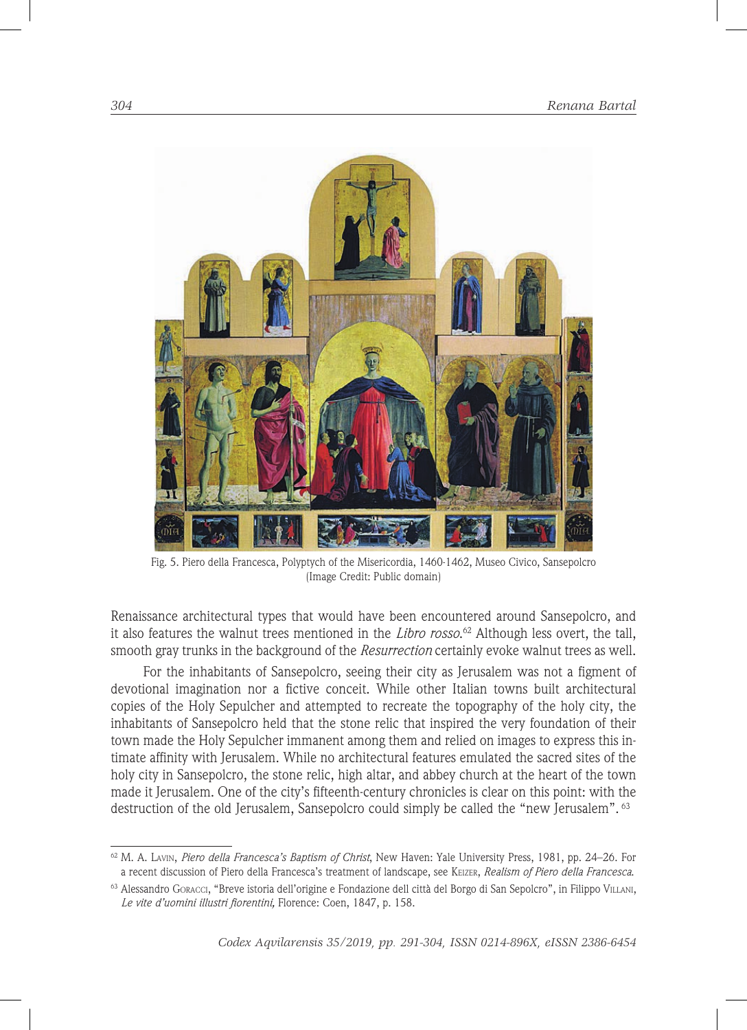Fig. 5. Piero della Francesca, Polyptych of the Misericordia, 1460-1462, Museo Civico, Sansepolcro (Image Credit: Public domain)

Renaissance architectural types that would have been encountered around Sansepolcro, and it also features the walnut trees mentioned in the *Libro rosso*.[62] Although less overt, the tall, smooth gray trunks in the background of the *Resurrection* certainly evoke walnut trees as well.

For the inhabitants of Sansepolcro, seeing their city as Jerusalem was not a figment of devotional imagination nor a fictive conceit. While other Italian towns built architectural copies of the Holy Sepulcher and attempted to recreate the topography of the holy city, the inhabitants of Sansepolcro held that the stone relic that inspired the very foundation of their town made the Holy Sepulcher immanent among them and relied on images to express this intimate affinity with Jerusalem. While no architectural features emulated the sacred sites of the holy city in Sansepolcro, the stone relic, high altar, and abbey church at the heart of the town made it Jerusalem. One of the city's fifteenth-century chronicles is clear on this point: with the destruction of the old Jerusalem, Sansepolcro could simply be called the "new Jerusalem".[63]

---

[62] M. A. Lavin, *Piero della Francesca's Baptism of Christ*, New Haven: Yale University Press, 1981, pp. 24–26. For a recent discussion of Piero della Francesca's treatment of landscape, see Keizer, *Realism of Piero della Francesca*.

[63] Alessandro Goracci, "Breve istoria dell'origine e Fondazione dell città del Borgo di San Sepolcro", in Filippo Villani, *Le vite d'uomini illustri fiorentini,* Florence: Coen, 1847, p. 158.